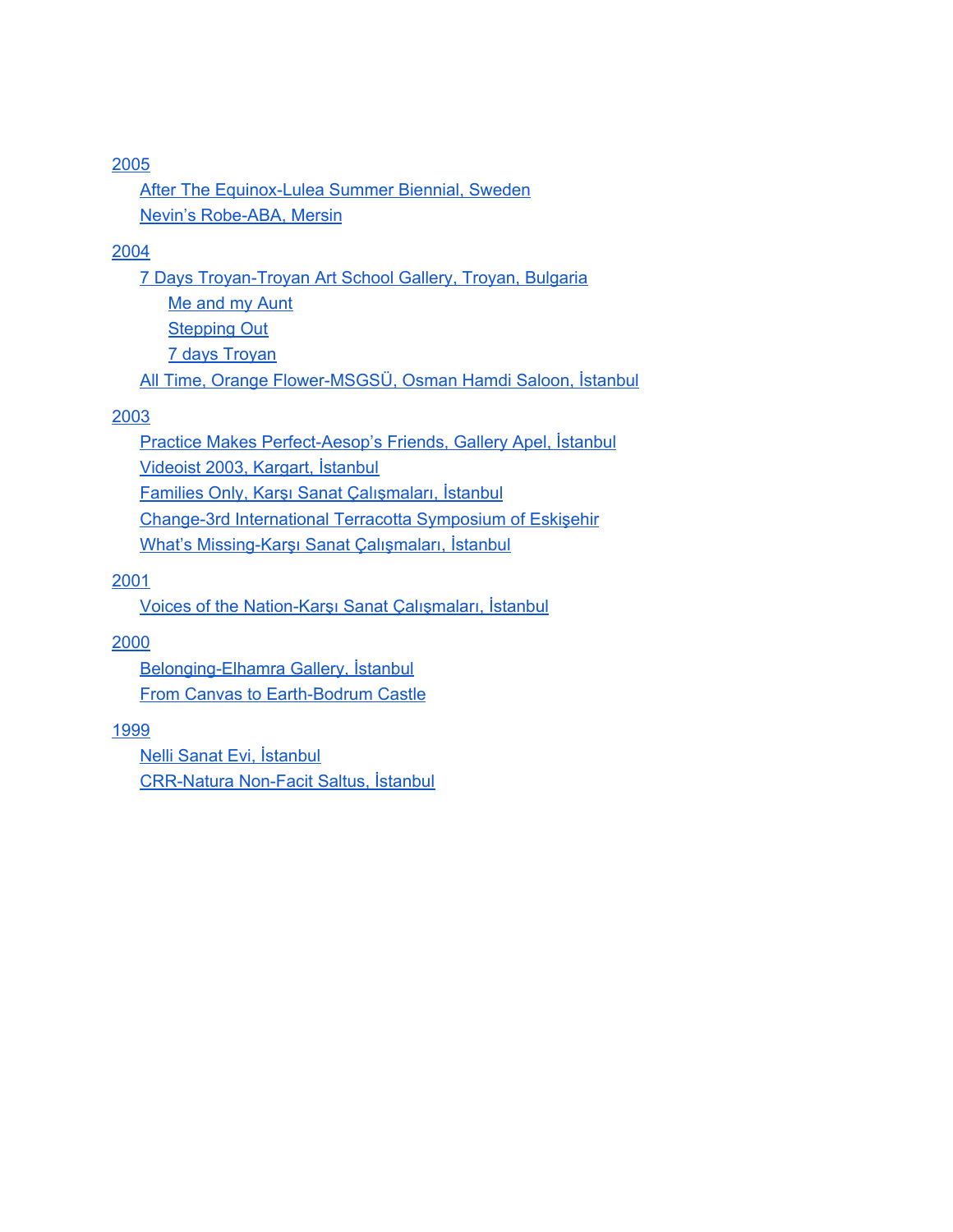- 2005
  - After The Equinox-Lulea Summer Biennial, Sweden
  - Nevin's Robe-ABA, Mersin
- 2004
  - 7 Days Troyan-Troyan Art School Gallery, Troyan, Bulgaria
    - Me and my Aunt
    - Stepping Out
    - 7 days Troyan
  - All Time, Orange Flower-MSGSÜ, Osman Hamdi Saloon, İstanbul
- 2003
  - Practice Makes Perfect-Aesop's Friends, Gallery Apel, İstanbul
  - Videoist 2003, Kargart, İstanbul
  - Families Only, Karşı Sanat Çalışmaları, İstanbul
  - Change-3rd International Terracotta Symposium of Eskişehir
  - What's Missing-Karşı Sanat Çalışmaları, İstanbul
- 2001
  - Voices of the Nation-Karşı Sanat Çalışmaları, İstanbul
- 2000
  - Belonging-Elhamra Gallery, İstanbul
  - From Canvas to Earth-Bodrum Castle
- 1999
  - Nelli Sanat Evi, İstanbul
  - CRR-Natura Non-Facit Saltus, İstanbul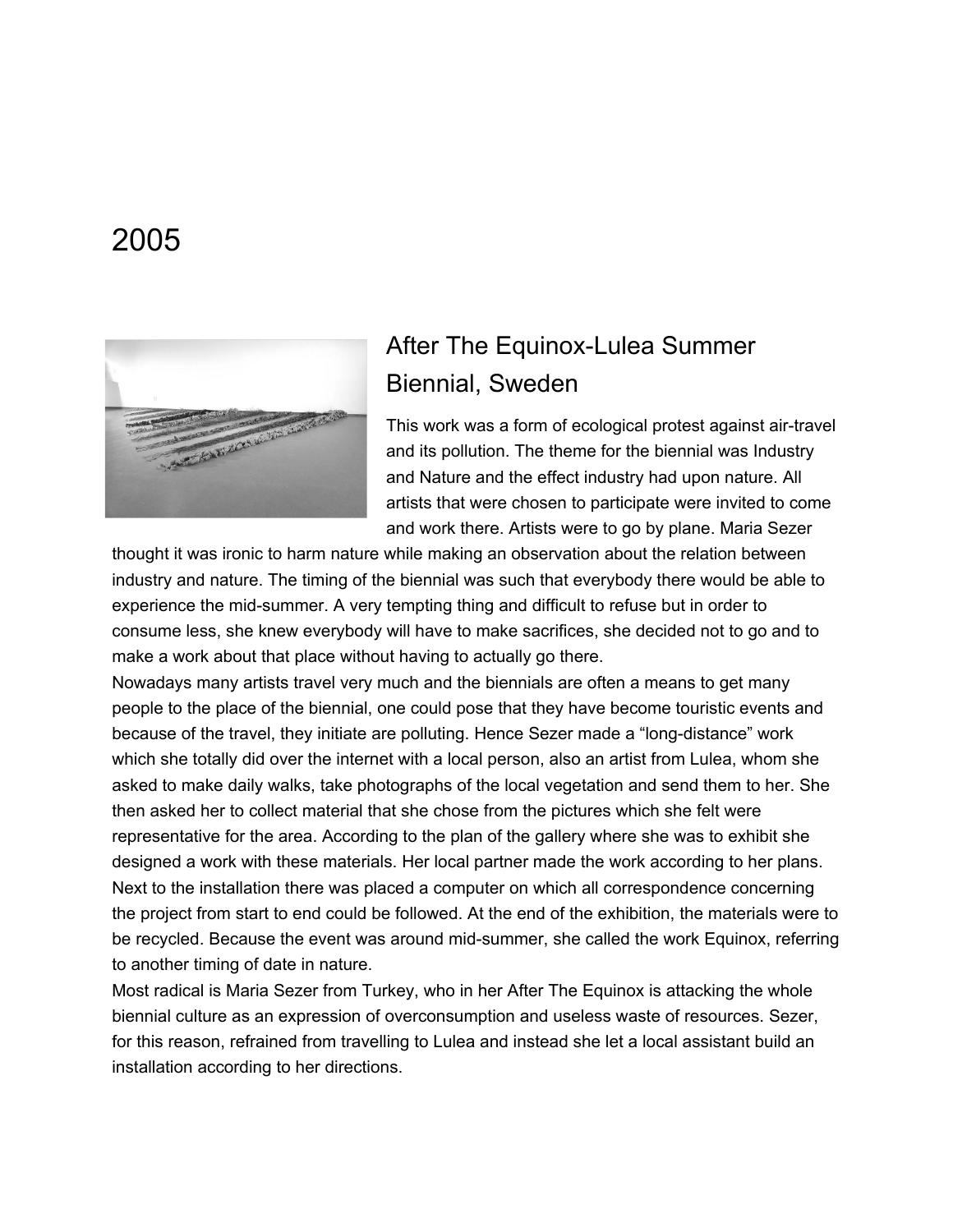# 2005

## After The Equinox-Lulea Summer Biennial, Sweden

This work was a form of ecological protest against air-travel and its pollution. The theme for the biennial was Industry and Nature and the effect industry had upon nature. All artists that were chosen to participate were invited to come and work there. Artists were to go by plane. Maria Sezer thought it was ironic to harm nature while making an observation about the relation between industry and nature. The timing of the biennial was such that everybody there would be able to experience the mid-summer. A very tempting thing and difficult to refuse but in order to consume less, she knew everybody will have to make sacrifices, she decided not to go and to make a work about that place without having to actually go there.

Nowadays many artists travel very much and the biennials are often a means to get many people to the place of the biennial, one could pose that they have become touristic events and because of the travel, they initiate are polluting. Hence Sezer made a "long-distance" work which she totally did over the internet with a local person, also an artist from Lulea, whom she asked to make daily walks, take photographs of the local vegetation and send them to her. She then asked her to collect material that she chose from the pictures which she felt were representative for the area. According to the plan of the gallery where she was to exhibit she designed a work with these materials. Her local partner made the work according to her plans. Next to the installation there was placed a computer on which all correspondence concerning the project from start to end could be followed. At the end of the exhibition, the materials were to be recycled. Because the event was around mid-summer, she called the work Equinox, referring to another timing of date in nature.

Most radical is Maria Sezer from Turkey, who in her After The Equinox is attacking the whole biennial culture as an expression of overconsumption and useless waste of resources. Sezer, for this reason, refrained from travelling to Lulea and instead she let a local assistant build an installation according to her directions.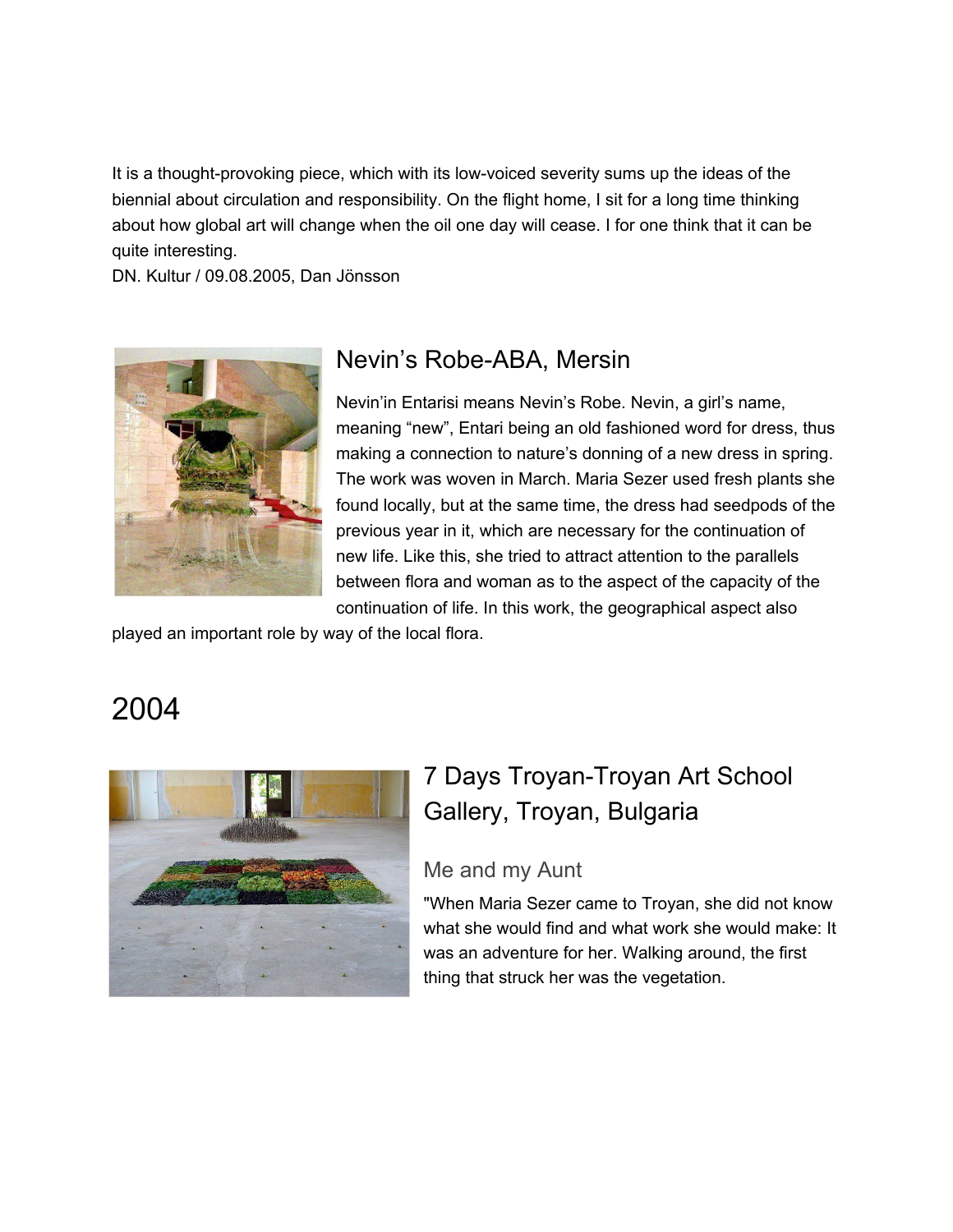It is a thought-provoking piece, which with its low-voiced severity sums up the ideas of the biennial about circulation and responsibility. On the flight home, I sit for a long time thinking about how global art will change when the oil one day will cease. I for one think that it can be quite interesting.

DN. Kultur / 09.08.2005, Dan Jönsson

## Nevin's Robe-ABA, Mersin

Nevin'in Entarisi means Nevin's Robe. Nevin, a girl's name, meaning "new", Entari being an old fashioned word for dress, thus making a connection to nature's donning of a new dress in spring. The work was woven in March. Maria Sezer used fresh plants she found locally, but at the same time, the dress had seedpods of the previous year in it, which are necessary for the continuation of new life. Like this, she tried to attract attention to the parallels between flora and woman as to the aspect of the capacity of the continuation of life. In this work, the geographical aspect also played an important role by way of the local flora.

# 2004

## 7 Days Troyan-Troyan Art School Gallery, Troyan, Bulgaria

### Me and my Aunt

"When Maria Sezer came to Troyan, she did not know what she would find and what work she would make: It was an adventure for her. Walking around, the first thing that struck her was the vegetation.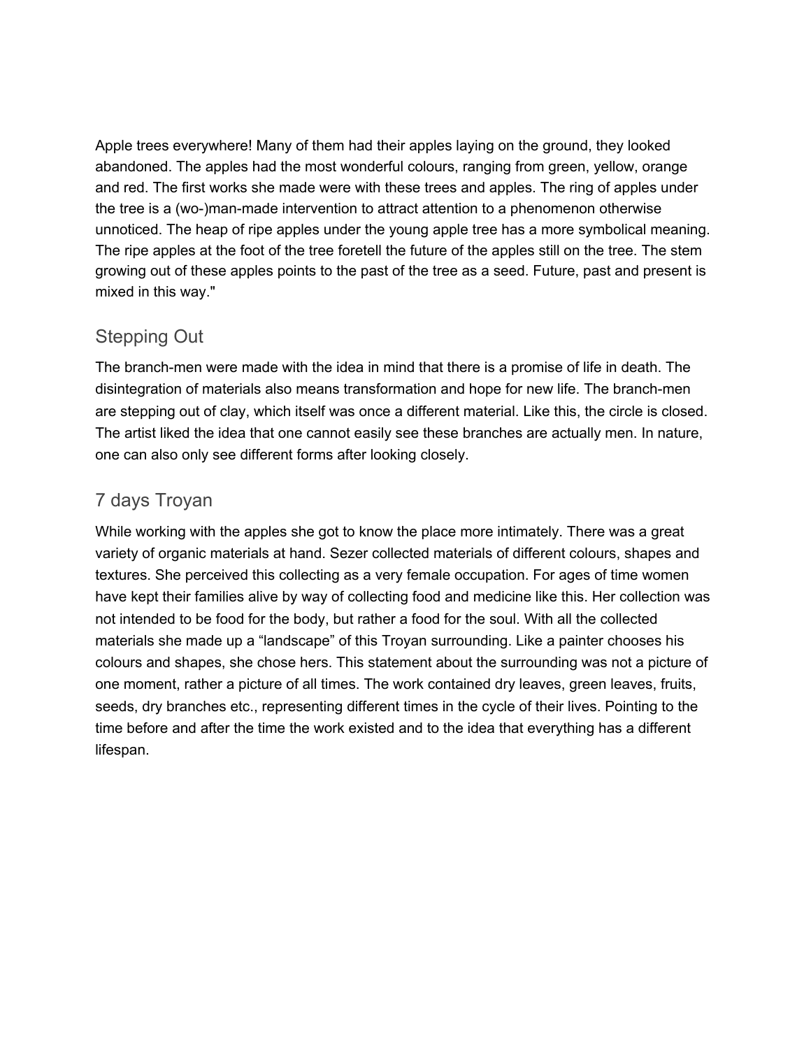Apple trees everywhere! Many of them had their apples laying on the ground, they looked abandoned. The apples had the most wonderful colours, ranging from green, yellow, orange and red. The first works she made were with these trees and apples. The ring of apples under the tree is a (wo-)man-made intervention to attract attention to a phenomenon otherwise unnoticed. The heap of ripe apples under the young apple tree has a more symbolical meaning. The ripe apples at the foot of the tree foretell the future of the apples still on the tree. The stem growing out of these apples points to the past of the tree as a seed. Future, past and present is mixed in this way."

## Stepping Out

The branch-men were made with the idea in mind that there is a promise of life in death. The disintegration of materials also means transformation and hope for new life. The branch-men are stepping out of clay, which itself was once a different material. Like this, the circle is closed. The artist liked the idea that one cannot easily see these branches are actually men. In nature, one can also only see different forms after looking closely.

## 7 days Troyan

While working with the apples she got to know the place more intimately. There was a great variety of organic materials at hand. Sezer collected materials of different colours, shapes and textures. She perceived this collecting as a very female occupation. For ages of time women have kept their families alive by way of collecting food and medicine like this. Her collection was not intended to be food for the body, but rather a food for the soul. With all the collected materials she made up a “landscape” of this Troyan surrounding. Like a painter chooses his colours and shapes, she chose hers. This statement about the surrounding was not a picture of one moment, rather a picture of all times. The work contained dry leaves, green leaves, fruits, seeds, dry branches etc., representing different times in the cycle of their lives. Pointing to the time before and after the time the work existed and to the idea that everything has a different lifespan.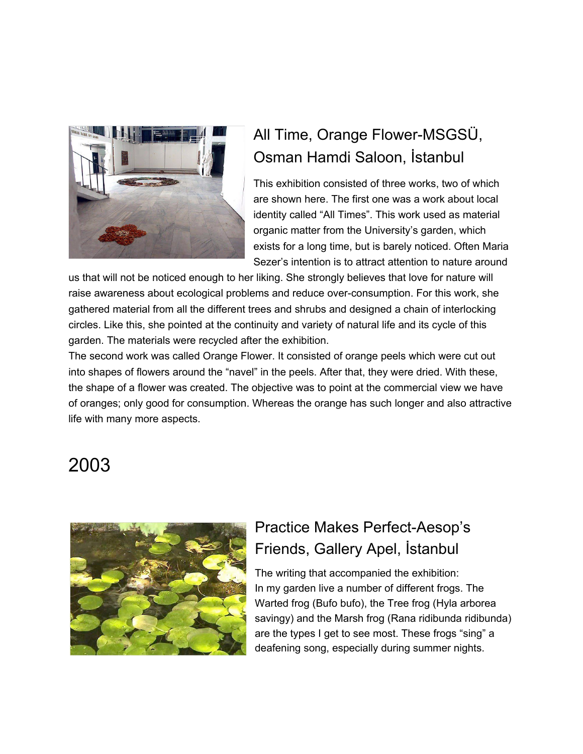## All Time, Orange Flower-MSGSÜ, Osman Hamdi Saloon, İstanbul

This exhibition consisted of three works, two of which are shown here. The first one was a work about local identity called "All Times". This work used as material organic matter from the University's garden, which exists for a long time, but is barely noticed. Often Maria Sezer's intention is to attract attention to nature around us that will not be noticed enough to her liking. She strongly believes that love for nature will raise awareness about ecological problems and reduce over-consumption. For this work, she gathered material from all the different trees and shrubs and designed a chain of interlocking circles. Like this, she pointed at the continuity and variety of natural life and its cycle of this garden. The materials were recycled after the exhibition.

The second work was called Orange Flower. It consisted of orange peels which were cut out into shapes of flowers around the "navel" in the peels. After that, they were dried. With these, the shape of a flower was created. The objective was to point at the commercial view we have of oranges; only good for consumption. Whereas the orange has such longer and also attractive life with many more aspects.

# 2003

## Practice Makes Perfect-Aesop's Friends, Gallery Apel, İstanbul

The writing that accompanied the exhibition:

In my garden live a number of different frogs. The Warted frog (Bufo bufo), the Tree frog (Hyla arborea savingy) and the Marsh frog (Rana ridibunda ridibunda) are the types I get to see most. These frogs "sing" a deafening song, especially during summer nights.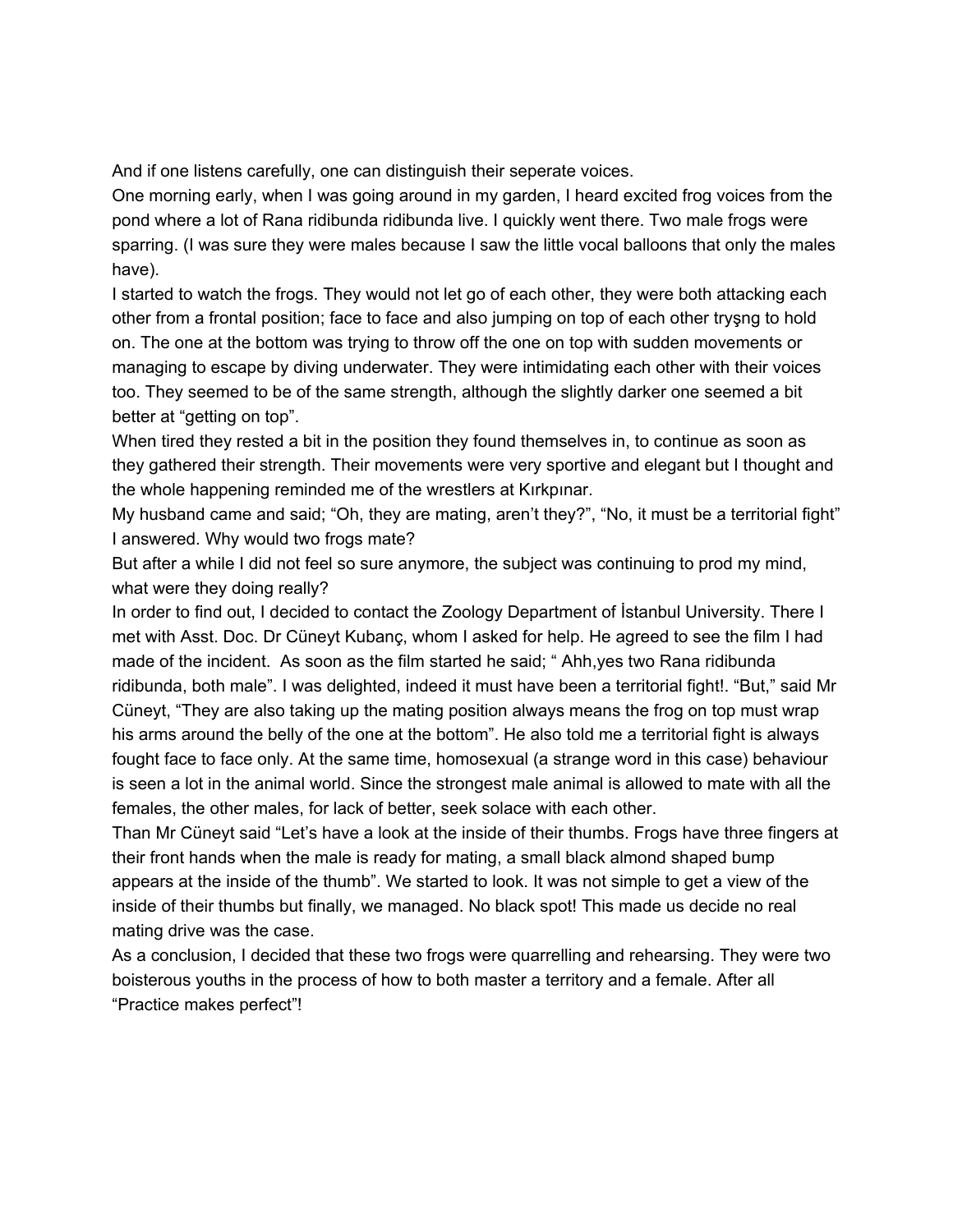And if one listens carefully, one can distinguish their seperate voices.

One morning early, when I was going around in my garden, I heard excited frog voices from the pond where a lot of Rana ridibunda ridibunda live. I quickly went there. Two male frogs were sparring. (I was sure they were males because I saw the little vocal balloons that only the males have).

I started to watch the frogs. They would not let go of each other, they were both attacking each other from a frontal position; face to face and also jumping on top of each other tryşng to hold on. The one at the bottom was trying to throw off the one on top with sudden movements or managing to escape by diving underwater. They were intimidating each other with their voices too. They seemed to be of the same strength, although the slightly darker one seemed a bit better at "getting on top".

When tired they rested a bit in the position they found themselves in, to continue as soon as they gathered their strength. Their movements were very sportive and elegant but I thought and the whole happening reminded me of the wrestlers at Kırkpınar.

My husband came and said; "Oh, they are mating, aren't they?", "No, it must be a territorial fight" I answered. Why would two frogs mate?

But after a while I did not feel so sure anymore, the subject was continuing to prod my mind, what were they doing really?

In order to find out, I decided to contact the Zoology Department of İstanbul University. There I met with Asst. Doc. Dr Cüneyt Kubanç, whom I asked for help. He agreed to see the film I had made of the incident. As soon as the film started he said; " Ahh,yes two Rana ridibunda ridibunda, both male". I was delighted, indeed it must have been a territorial fight!. "But," said Mr Cüneyt, "They are also taking up the mating position always means the frog on top must wrap his arms around the belly of the one at the bottom". He also told me a territorial fight is always fought face to face only. At the same time, homosexual (a strange word in this case) behaviour is seen a lot in the animal world. Since the strongest male animal is allowed to mate with all the females, the other males, for lack of better, seek solace with each other.

Than Mr Cüneyt said "Let's have a look at the inside of their thumbs. Frogs have three fingers at their front hands when the male is ready for mating, a small black almond shaped bump appears at the inside of the thumb". We started to look. It was not simple to get a view of the inside of their thumbs but finally, we managed. No black spot! This made us decide no real mating drive was the case.

As a conclusion, I decided that these two frogs were quarrelling and rehearsing. They were two boisterous youths in the process of how to both master a territory and a female. After all "Practice makes perfect"!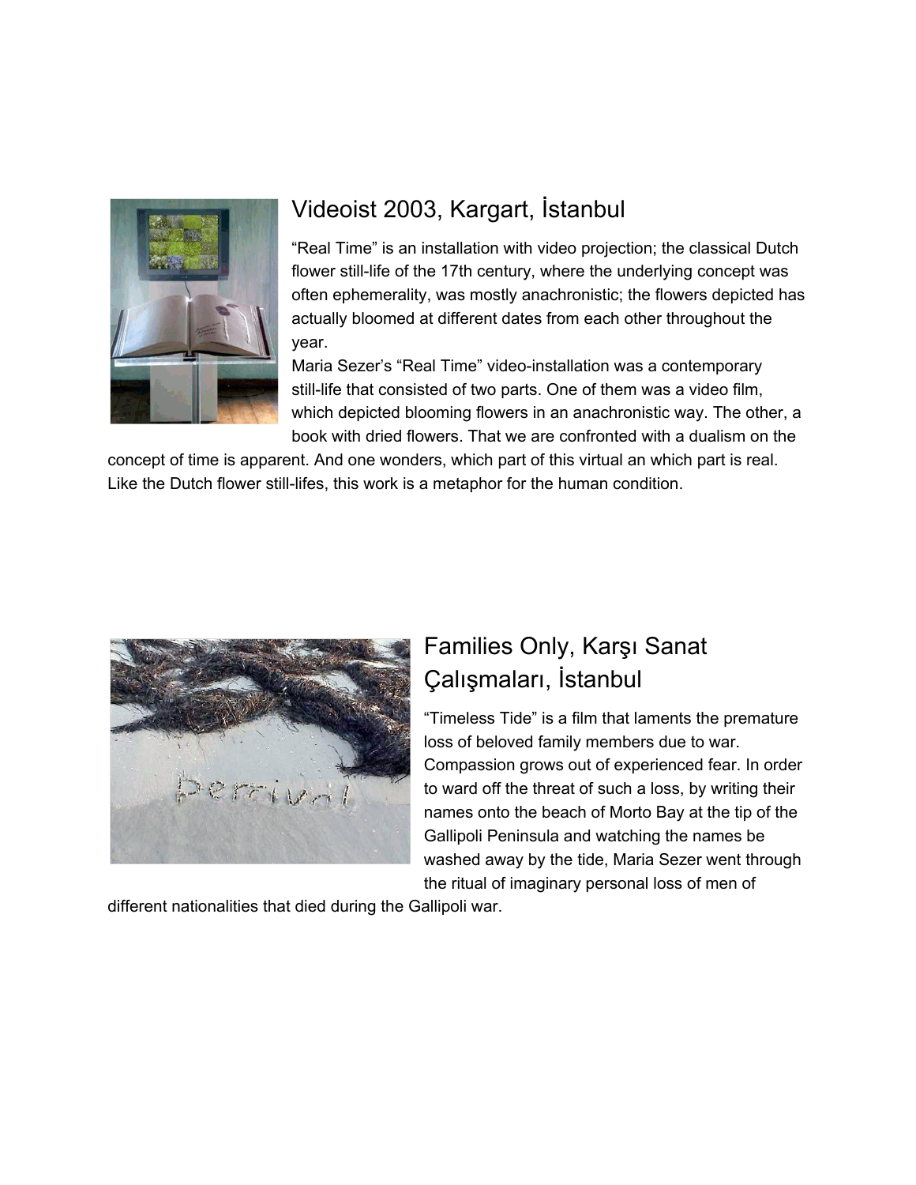## Videoist 2003, Kargart, İstanbul

“Real Time” is an installation with video projection; the classical Dutch flower still-life of the 17th century, where the underlying concept was often ephemerality, was mostly anachronistic; the flowers depicted has actually bloomed at different dates from each other throughout the year.

Maria Sezer’s “Real Time” video-installation was a contemporary still-life that consisted of two parts. One of them was a video film, which depicted blooming flowers in an anachronistic way. The other, a book with dried flowers. That we are confronted with a dualism on the concept of time is apparent. And one wonders, which part of this virtual an which part is real. Like the Dutch flower still-lifes, this work is a metaphor for the human condition.

## Families Only, Karşı Sanat Çalışmaları, İstanbul

“Timeless Tide” is a film that laments the premature loss of beloved family members due to war. Compassion grows out of experienced fear. In order to ward off the threat of such a loss, by writing their names onto the beach of Morto Bay at the tip of the Gallipoli Peninsula and watching the names be washed away by the tide, Maria Sezer went through the ritual of imaginary personal loss of men of different nationalities that died during the Gallipoli war.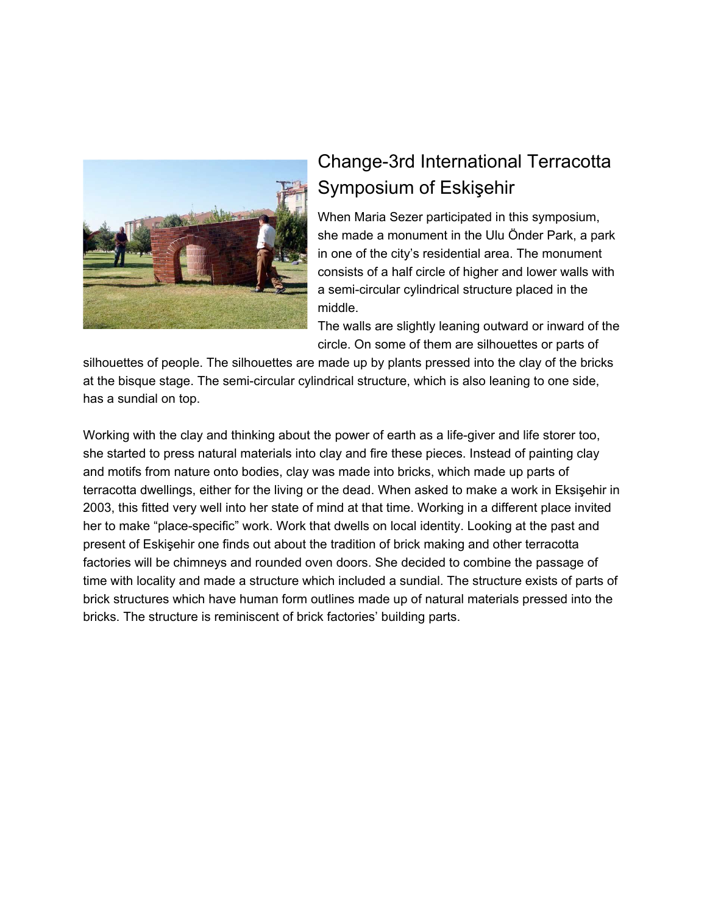## Change-3rd International Terracotta Symposium of Eskişehir

When Maria Sezer participated in this symposium, she made a monument in the Ulu Önder Park, a park in one of the city's residential area. The monument consists of a half circle of higher and lower walls with a semi-circular cylindrical structure placed in the middle.

The walls are slightly leaning outward or inward of the circle. On some of them are silhouettes or parts of silhouettes of people. The silhouettes are made up by plants pressed into the clay of the bricks at the bisque stage. The semi-circular cylindrical structure, which is also leaning to one side, has a sundial on top.

Working with the clay and thinking about the power of earth as a life-giver and life storer too, she started to press natural materials into clay and fire these pieces. Instead of painting clay and motifs from nature onto bodies, clay was made into bricks, which made up parts of terracotta dwellings, either for the living or the dead. When asked to make a work in Eksişehir in 2003, this fitted very well into her state of mind at that time. Working in a different place invited her to make "place-specific" work. Work that dwells on local identity. Looking at the past and present of Eskişehir one finds out about the tradition of brick making and other terracotta factories will be chimneys and rounded oven doors. She decided to combine the passage of time with locality and made a structure which included a sundial. The structure exists of parts of brick structures which have human form outlines made up of natural materials pressed into the bricks. The structure is reminiscent of brick factories' building parts.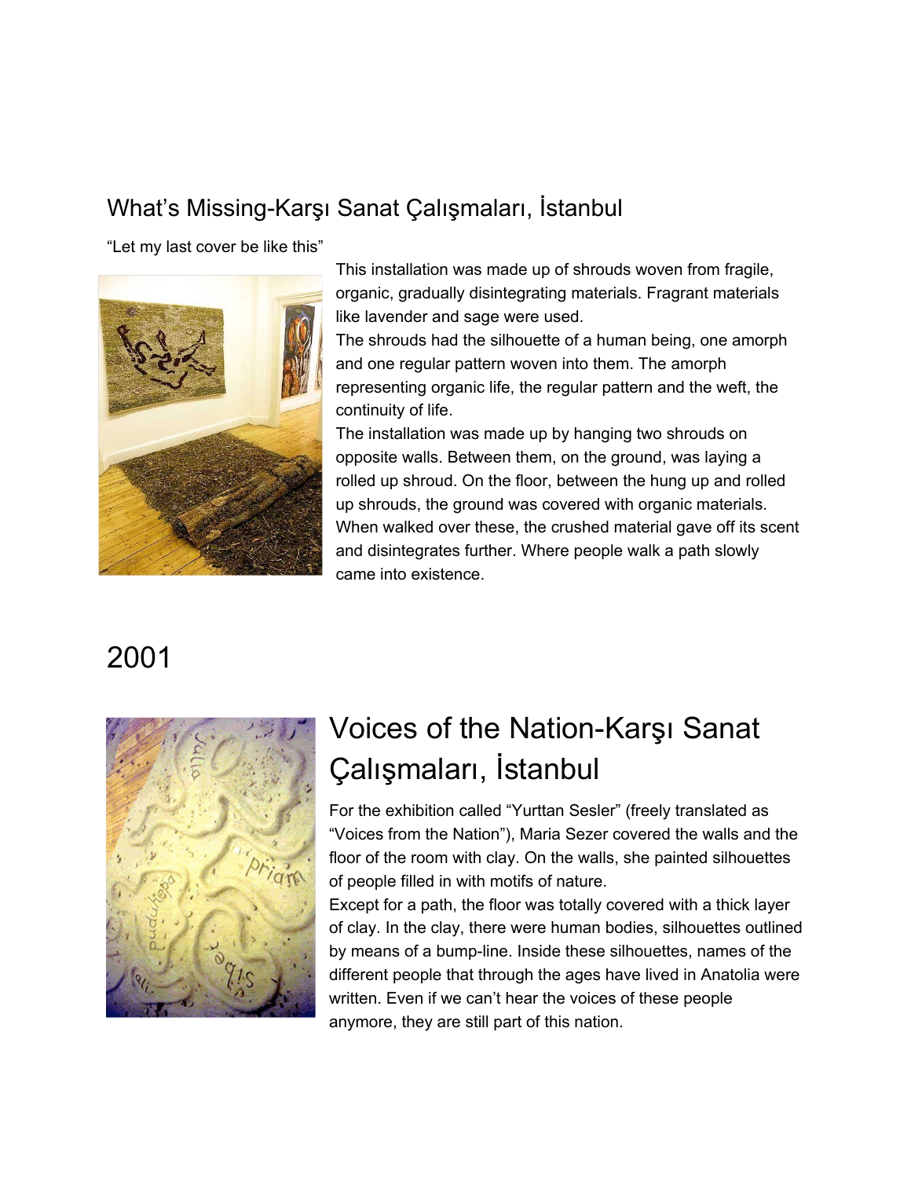## What's Missing-Karşı Sanat Çalışmaları, İstanbul

"Let my last cover be like this"

This installation was made up of shrouds woven from fragile, organic, gradually disintegrating materials. Fragrant materials like lavender and sage were used.
The shrouds had the silhouette of a human being, one amorph and one regular pattern woven into them. The amorph representing organic life, the regular pattern and the weft, the continuity of life.
The installation was made up by hanging two shrouds on opposite walls. Between them, on the ground, was laying a rolled up shroud. On the floor, between the hung up and rolled up shrouds, the ground was covered with organic materials. When walked over these, the crushed material gave off its scent and disintegrates further. Where people walk a path slowly came into existence.

# 2001

## Voices of the Nation-Karşı Sanat Çalışmaları, İstanbul

For the exhibition called "Yurttan Sesler" (freely translated as "Voices from the Nation"), Maria Sezer covered the walls and the floor of the room with clay. On the walls, she painted silhouettes of people filled in with motifs of nature.
Except for a path, the floor was totally covered with a thick layer of clay. In the clay, there were human bodies, silhouettes outlined by means of a bump-line. Inside these silhouettes, names of the different people that through the ages have lived in Anatolia were written. Even if we can't hear the voices of these people anymore, they are still part of this nation.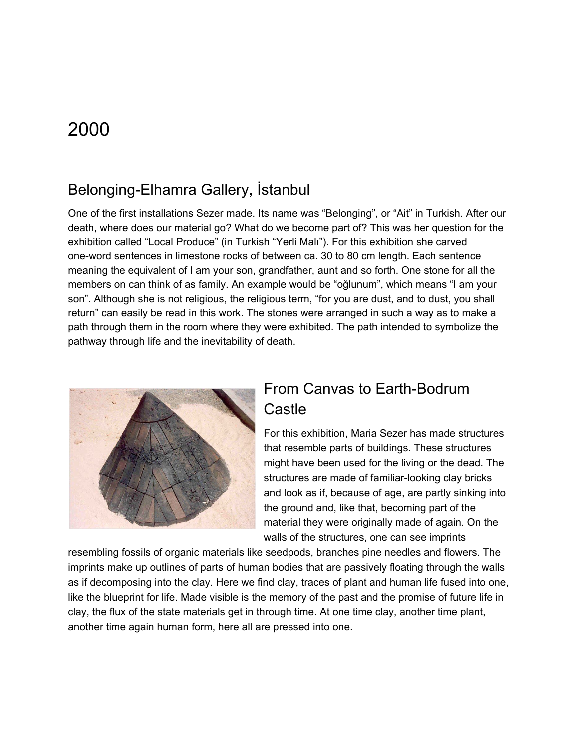# 2000

## Belonging-Elhamra Gallery, İstanbul

One of the first installations Sezer made. Its name was “Belonging”, or “Ait” in Turkish. After our death, where does our material go? What do we become part of? This was her question for the exhibition called “Local Produce” (in Turkish “Yerli Malı”). For this exhibition she carved one-word sentences in limestone rocks of between ca. 30 to 80 cm length. Each sentence meaning the equivalent of I am your son, grandfather, aunt and so forth. One stone for all the members on can think of as family. An example would be “oğlunum”, which means “I am your son”. Although she is not religious, the religious term, “for you are dust, and to dust, you shall return” can easily be read in this work. The stones were arranged in such a way as to make a path through them in the room where they were exhibited. The path intended to symbolize the pathway through life and the inevitability of death.

## From Canvas to Earth-Bodrum Castle

For this exhibition, Maria Sezer has made structures that resemble parts of buildings. These structures might have been used for the living or the dead. The structures are made of familiar-looking clay bricks and look as if, because of age, are partly sinking into the ground and, like that, becoming part of the material they were originally made of again. On the walls of the structures, one can see imprints resembling fossils of organic materials like seedpods, branches pine needles and flowers. The imprints make up outlines of parts of human bodies that are passively floating through the walls as if decomposing into the clay. Here we find clay, traces of plant and human life fused into one, like the blueprint for life. Made visible is the memory of the past and the promise of future life in clay, the flux of the state materials get in through time. At one time clay, another time plant, another time again human form, here all are pressed into one.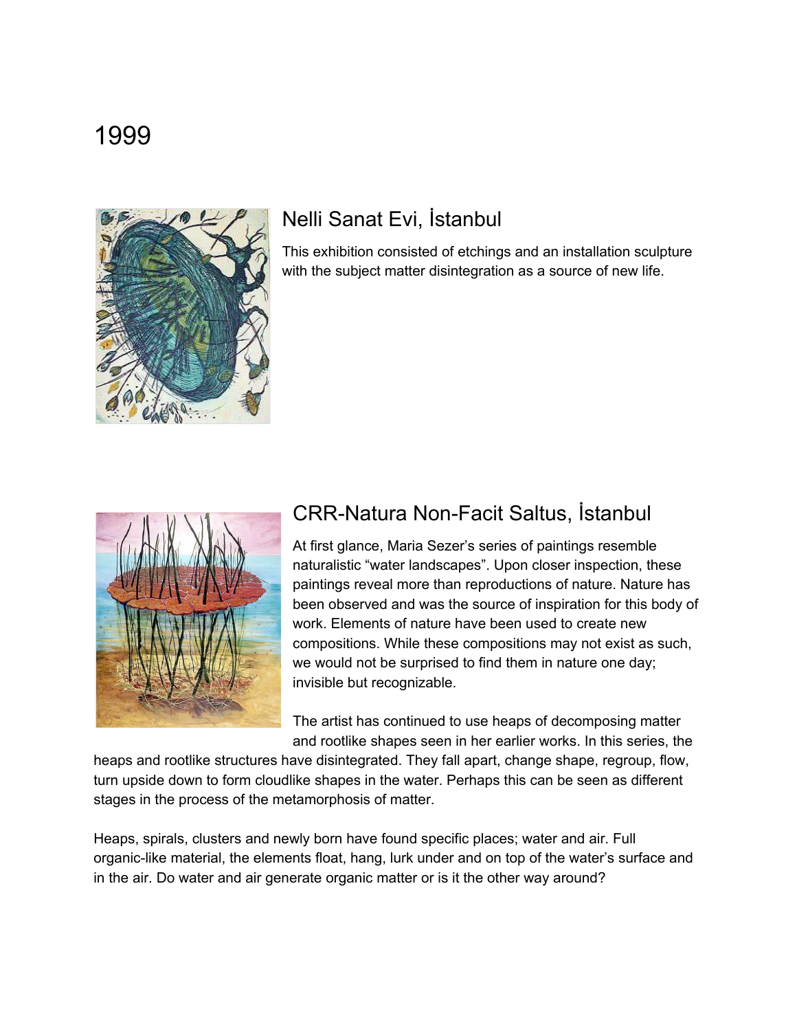# 1999

## Nelli Sanat Evi, İstanbul

This exhibition consisted of etchings and an installation sculpture with the subject matter disintegration as a source of new life.

## CRR-Natura Non-Facit Saltus, İstanbul

At first glance, Maria Sezer's series of paintings resemble naturalistic "water landscapes". Upon closer inspection, these paintings reveal more than reproductions of nature. Nature has been observed and was the source of inspiration for this body of work. Elements of nature have been used to create new compositions. While these compositions may not exist as such, we would not be surprised to find them in nature one day; invisible but recognizable.

The artist has continued to use heaps of decomposing matter and rootlike shapes seen in her earlier works. In this series, the heaps and rootlike structures have disintegrated. They fall apart, change shape, regroup, flow, turn upside down to form cloudlike shapes in the water. Perhaps this can be seen as different stages in the process of the metamorphosis of matter.

Heaps, spirals, clusters and newly born have found specific places; water and air. Full organic-like material, the elements float, hang, lurk under and on top of the water's surface and in the air. Do water and air generate organic matter or is it the other way around?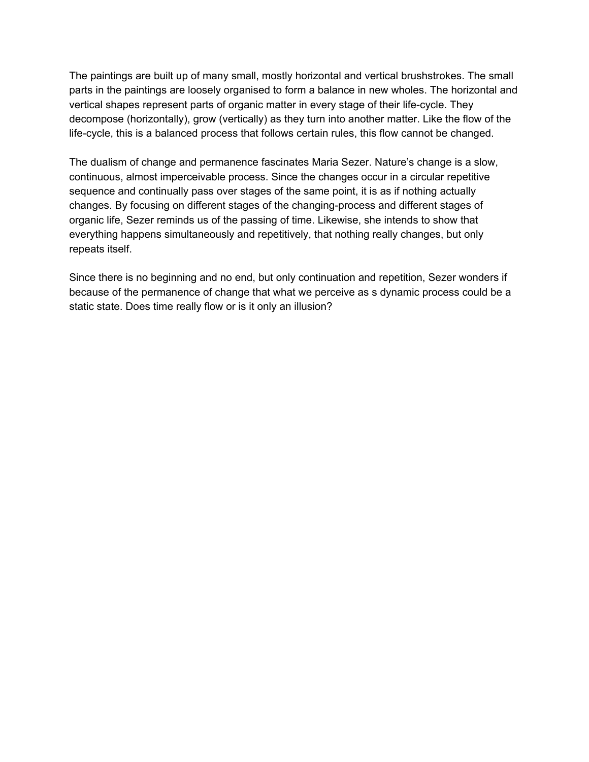The paintings are built up of many small, mostly horizontal and vertical brushstrokes. The small parts in the paintings are loosely organised to form a balance in new wholes. The horizontal and vertical shapes represent parts of organic matter in every stage of their life-cycle. They decompose (horizontally), grow (vertically) as they turn into another matter. Like the flow of the life-cycle, this is a balanced process that follows certain rules, this flow cannot be changed.

The dualism of change and permanence fascinates Maria Sezer. Nature's change is a slow, continuous, almost imperceivable process. Since the changes occur in a circular repetitive sequence and continually pass over stages of the same point, it is as if nothing actually changes. By focusing on different stages of the changing-process and different stages of organic life, Sezer reminds us of the passing of time. Likewise, she intends to show that everything happens simultaneously and repetitively, that nothing really changes, but only repeats itself.

Since there is no beginning and no end, but only continuation and repetition, Sezer wonders if because of the permanence of change that what we perceive as s dynamic process could be a static state. Does time really flow or is it only an illusion?